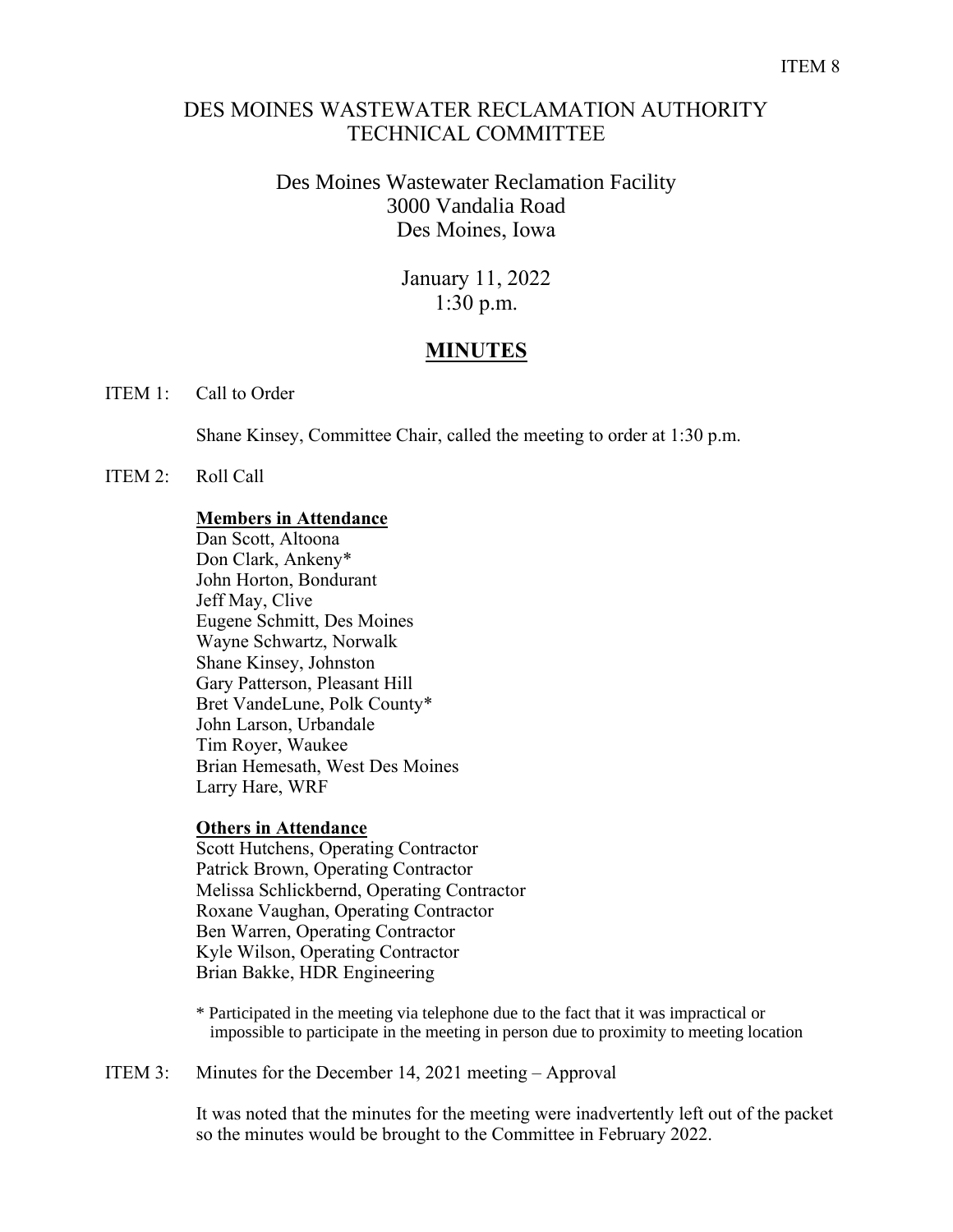ITEM 8

# DES MOINES WASTEWATER RECLAMATION AUTHORITY
# TECHNICAL COMMITTEE

Des Moines Wastewater Reclamation Facility
3000 Vandalia Road
Des Moines, Iowa

January 11, 2022
1:30 p.m.

## MINUTES

ITEM 1: Call to Order

Shane Kinsey, Committee Chair, called the meeting to order at 1:30 p.m.

ITEM 2: Roll Call

**Members in Attendance**
Dan Scott, Altoona
Don Clark, Ankeny*
John Horton, Bondurant
Jeff May, Clive
Eugene Schmitt, Des Moines
Wayne Schwartz, Norwalk
Shane Kinsey, Johnston
Gary Patterson, Pleasant Hill
Bret VandeLune, Polk County*
John Larson, Urbandale
Tim Royer, Waukee
Brian Hemesath, West Des Moines
Larry Hare, WRF

**Others in Attendance**
Scott Hutchens, Operating Contractor
Patrick Brown, Operating Contractor
Melissa Schlickbernd, Operating Contractor
Roxane Vaughan, Operating Contractor
Ben Warren, Operating Contractor
Kyle Wilson, Operating Contractor
Brian Bakke, HDR Engineering

* Participated in the meeting via telephone due to the fact that it was impractical or impossible to participate in the meeting in person due to proximity to meeting location

ITEM 3: Minutes for the December 14, 2021 meeting – Approval

It was noted that the minutes for the meeting were inadvertently left out of the packet so the minutes would be brought to the Committee in February 2022.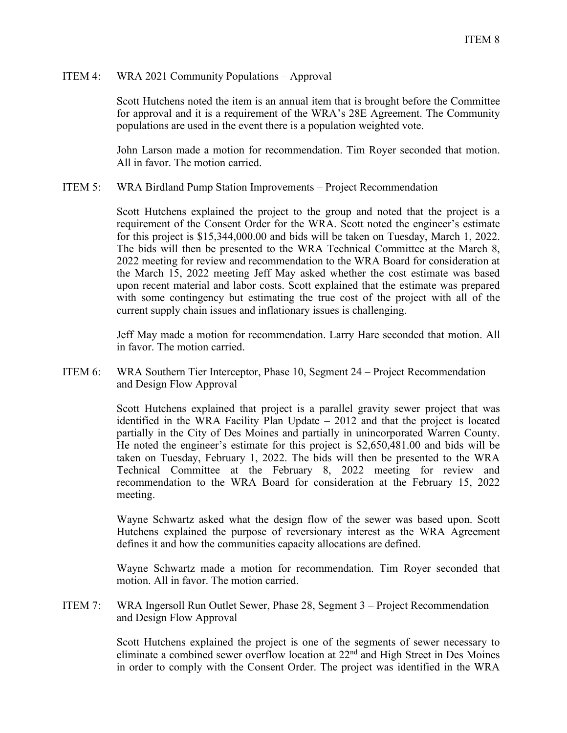ITEM 4: WRA 2021 Community Populations – Approval

Scott Hutchens noted the item is an annual item that is brought before the Committee for approval and it is a requirement of the WRA's 28E Agreement. The Community populations are used in the event there is a population weighted vote.

John Larson made a motion for recommendation. Tim Royer seconded that motion. All in favor. The motion carried.

ITEM 5: WRA Birdland Pump Station Improvements – Project Recommendation

Scott Hutchens explained the project to the group and noted that the project is a requirement of the Consent Order for the WRA. Scott noted the engineer's estimate for this project is $15,344,000.00 and bids will be taken on Tuesday, March 1, 2022. The bids will then be presented to the WRA Technical Committee at the March 8, 2022 meeting for review and recommendation to the WRA Board for consideration at the March 15, 2022 meeting Jeff May asked whether the cost estimate was based upon recent material and labor costs. Scott explained that the estimate was prepared with some contingency but estimating the true cost of the project with all of the current supply chain issues and inflationary issues is challenging.

Jeff May made a motion for recommendation. Larry Hare seconded that motion. All in favor. The motion carried.

ITEM 6: WRA Southern Tier Interceptor, Phase 10, Segment 24 – Project Recommendation and Design Flow Approval

Scott Hutchens explained that project is a parallel gravity sewer project that was identified in the WRA Facility Plan Update – 2012 and that the project is located partially in the City of Des Moines and partially in unincorporated Warren County. He noted the engineer's estimate for this project is $2,650,481.00 and bids will be taken on Tuesday, February 1, 2022. The bids will then be presented to the WRA Technical Committee at the February 8, 2022 meeting for review and recommendation to the WRA Board for consideration at the February 15, 2022 meeting.

Wayne Schwartz asked what the design flow of the sewer was based upon. Scott Hutchens explained the purpose of reversionary interest as the WRA Agreement defines it and how the communities capacity allocations are defined.

Wayne Schwartz made a motion for recommendation. Tim Royer seconded that motion. All in favor. The motion carried.

ITEM 7: WRA Ingersoll Run Outlet Sewer, Phase 28, Segment 3 – Project Recommendation and Design Flow Approval

Scott Hutchens explained the project is one of the segments of sewer necessary to eliminate a combined sewer overflow location at 22nd and High Street in Des Moines in order to comply with the Consent Order. The project was identified in the WRA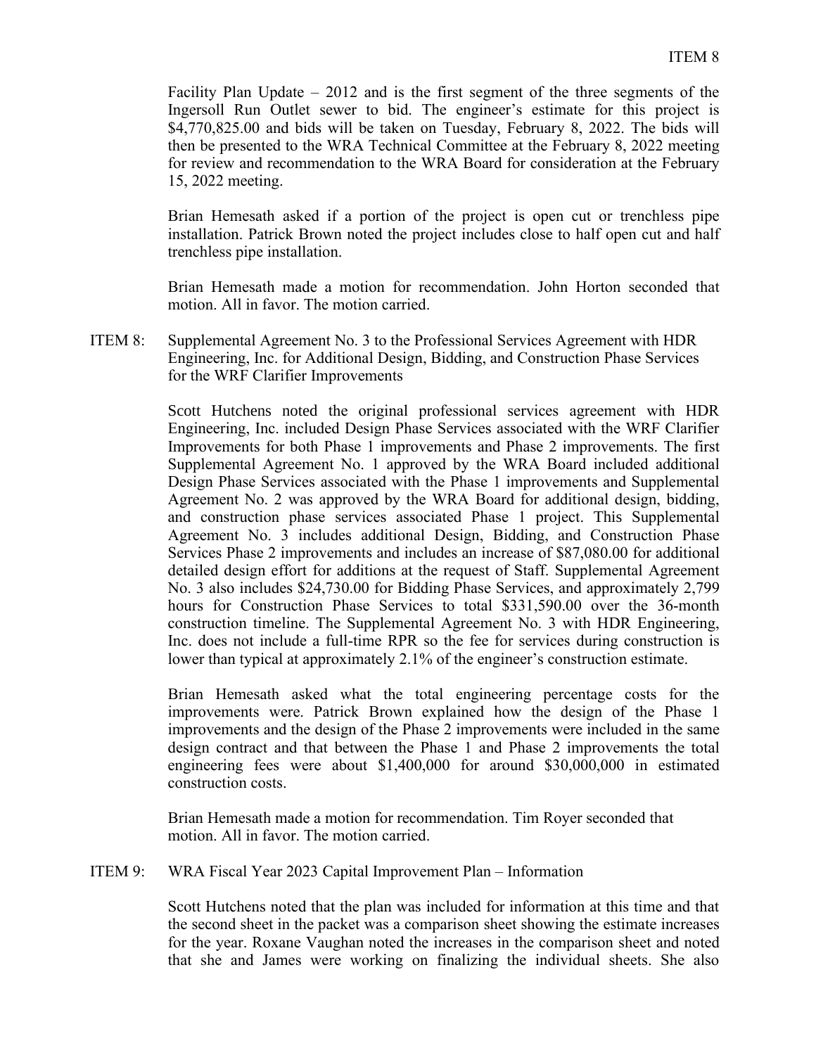Facility Plan Update – 2012 and is the first segment of the three segments of the Ingersoll Run Outlet sewer to bid. The engineer's estimate for this project is $4,770,825.00 and bids will be taken on Tuesday, February 8, 2022. The bids will then be presented to the WRA Technical Committee at the February 8, 2022 meeting for review and recommendation to the WRA Board for consideration at the February 15, 2022 meeting.

Brian Hemesath asked if a portion of the project is open cut or trenchless pipe installation. Patrick Brown noted the project includes close to half open cut and half trenchless pipe installation.

Brian Hemesath made a motion for recommendation. John Horton seconded that motion. All in favor. The motion carried.

ITEM 8: Supplemental Agreement No. 3 to the Professional Services Agreement with HDR Engineering, Inc. for Additional Design, Bidding, and Construction Phase Services for the WRF Clarifier Improvements

Scott Hutchens noted the original professional services agreement with HDR Engineering, Inc. included Design Phase Services associated with the WRF Clarifier Improvements for both Phase 1 improvements and Phase 2 improvements. The first Supplemental Agreement No. 1 approved by the WRA Board included additional Design Phase Services associated with the Phase 1 improvements and Supplemental Agreement No. 2 was approved by the WRA Board for additional design, bidding, and construction phase services associated Phase 1 project. This Supplemental Agreement No. 3 includes additional Design, Bidding, and Construction Phase Services Phase 2 improvements and includes an increase of $87,080.00 for additional detailed design effort for additions at the request of Staff. Supplemental Agreement No. 3 also includes $24,730.00 for Bidding Phase Services, and approximately 2,799 hours for Construction Phase Services to total $331,590.00 over the 36-month construction timeline. The Supplemental Agreement No. 3 with HDR Engineering, Inc. does not include a full-time RPR so the fee for services during construction is lower than typical at approximately 2.1% of the engineer's construction estimate.

Brian Hemesath asked what the total engineering percentage costs for the improvements were. Patrick Brown explained how the design of the Phase 1 improvements and the design of the Phase 2 improvements were included in the same design contract and that between the Phase 1 and Phase 2 improvements the total engineering fees were about $1,400,000 for around $30,000,000 in estimated construction costs.

Brian Hemesath made a motion for recommendation. Tim Royer seconded that motion. All in favor. The motion carried.

ITEM 9: WRA Fiscal Year 2023 Capital Improvement Plan – Information

Scott Hutchens noted that the plan was included for information at this time and that the second sheet in the packet was a comparison sheet showing the estimate increases for the year. Roxane Vaughan noted the increases in the comparison sheet and noted that she and James were working on finalizing the individual sheets. She also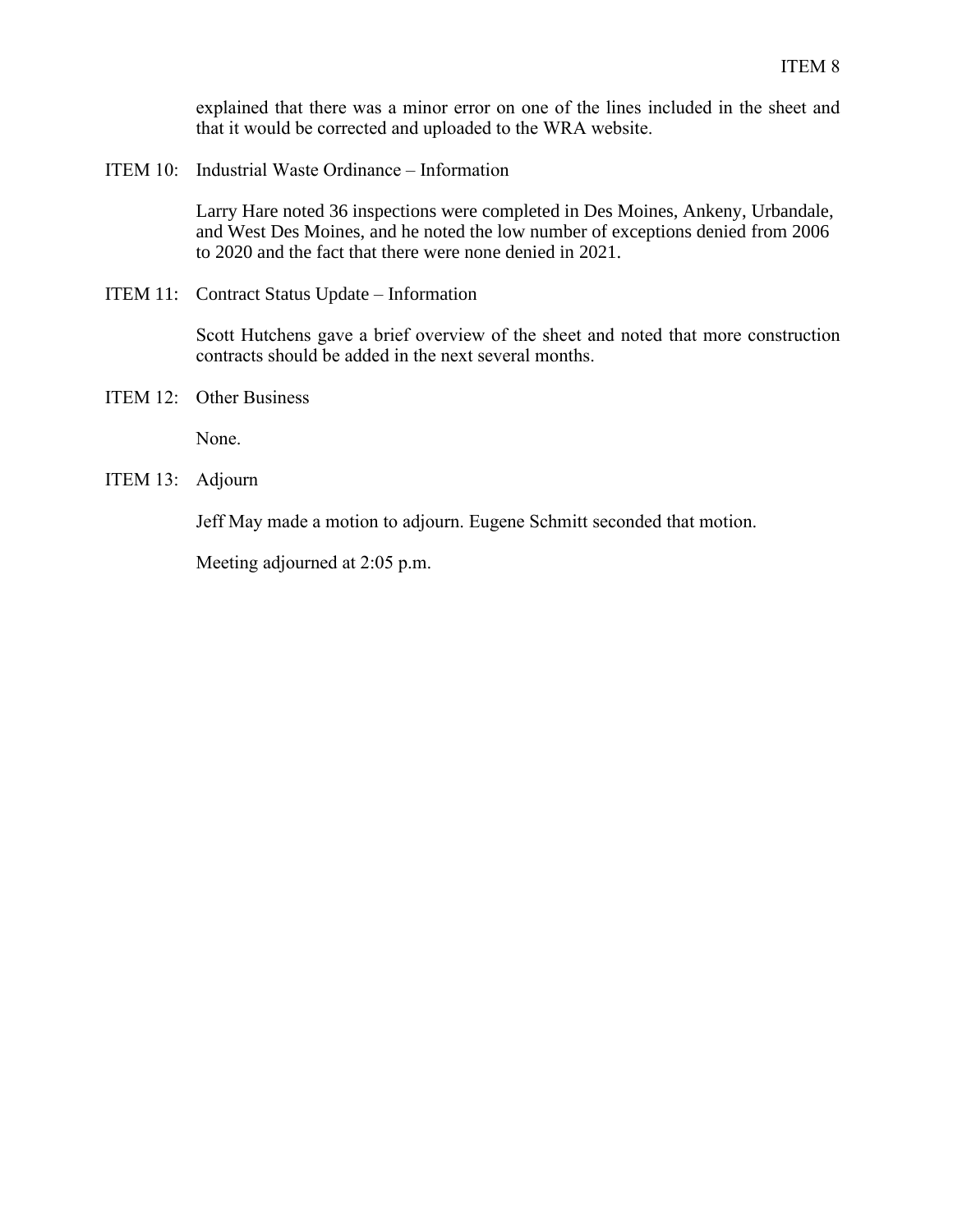explained that there was a minor error on one of the lines included in the sheet and that it would be corrected and uploaded to the WRA website.

ITEM 10: Industrial Waste Ordinance – Information

Larry Hare noted 36 inspections were completed in Des Moines, Ankeny, Urbandale, and West Des Moines, and he noted the low number of exceptions denied from 2006 to 2020 and the fact that there were none denied in 2021.

ITEM 11: Contract Status Update – Information

Scott Hutchens gave a brief overview of the sheet and noted that more construction contracts should be added in the next several months.

ITEM 12: Other Business

None.

ITEM 13: Adjourn

Jeff May made a motion to adjourn. Eugene Schmitt seconded that motion.

Meeting adjourned at 2:05 p.m.